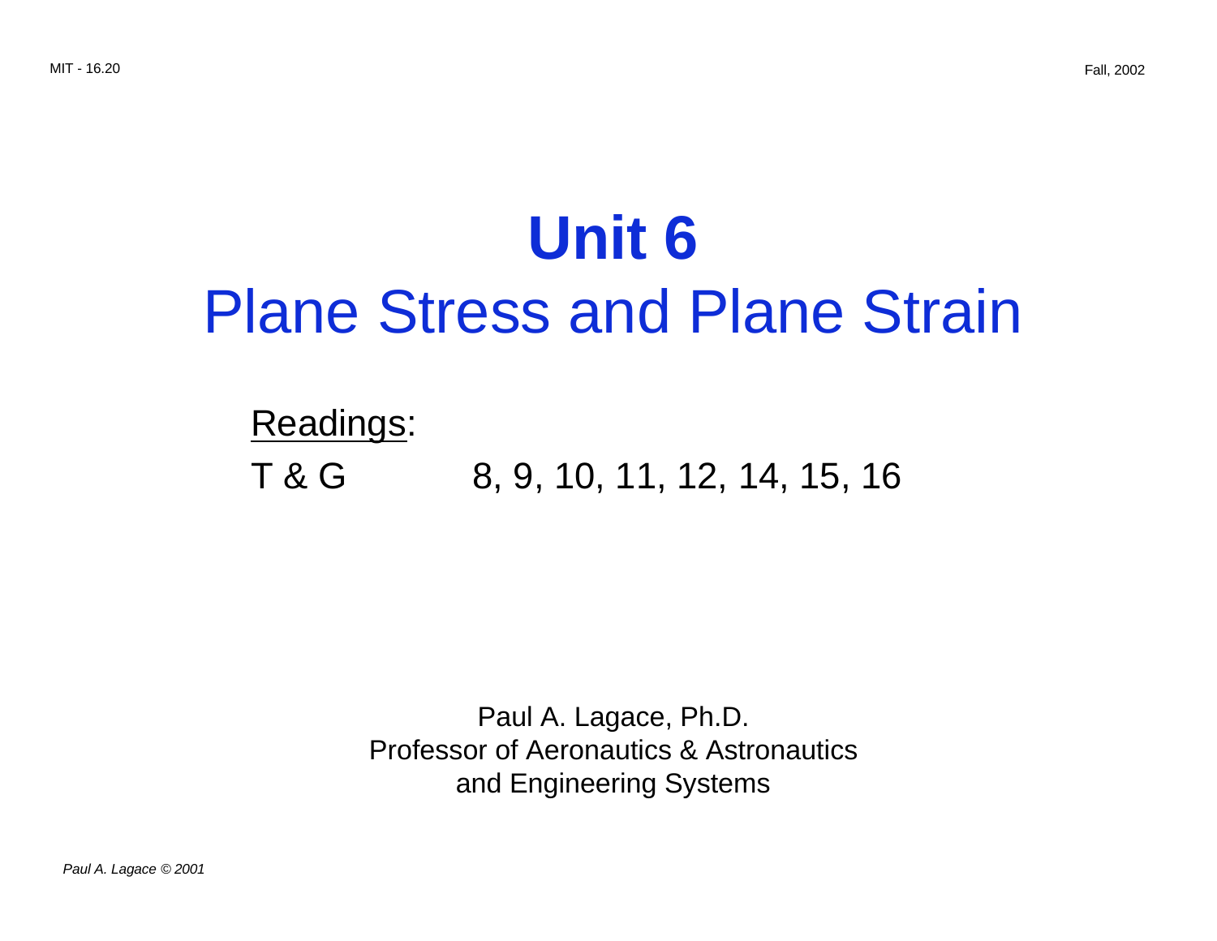# Unit 6

## Plane Stress and Plane Strain

<u>Readings</u>:

T & G 8, 9, 10, 11, 12, 14, 15, 16

Paul A. Lagace, Ph.D.
Professor of Aeronautics & Astronautics
and Engineering Systems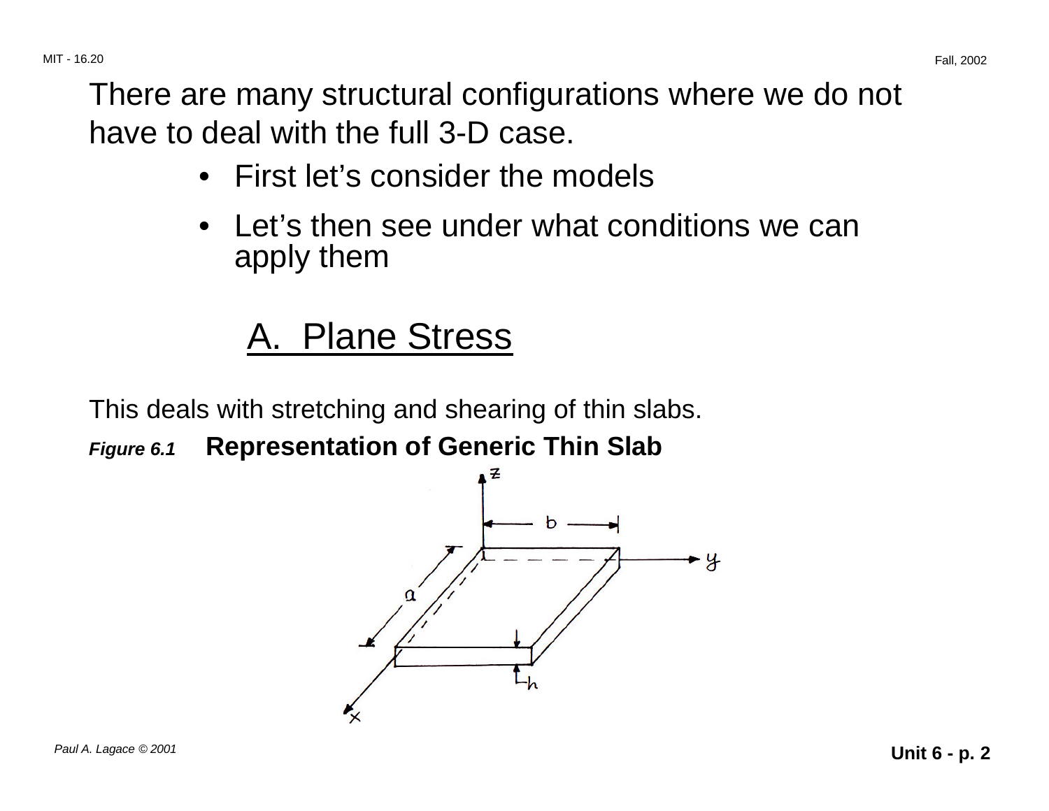There are many structural configurations where we do not have to deal with the full 3-D case.

- First let's consider the models
- Let's then see under what conditions we can apply them

## A. Plane Stress

This deals with stretching and shearing of thin slabs.

***Figure 6.1*** **Representation of Generic Thin Slab**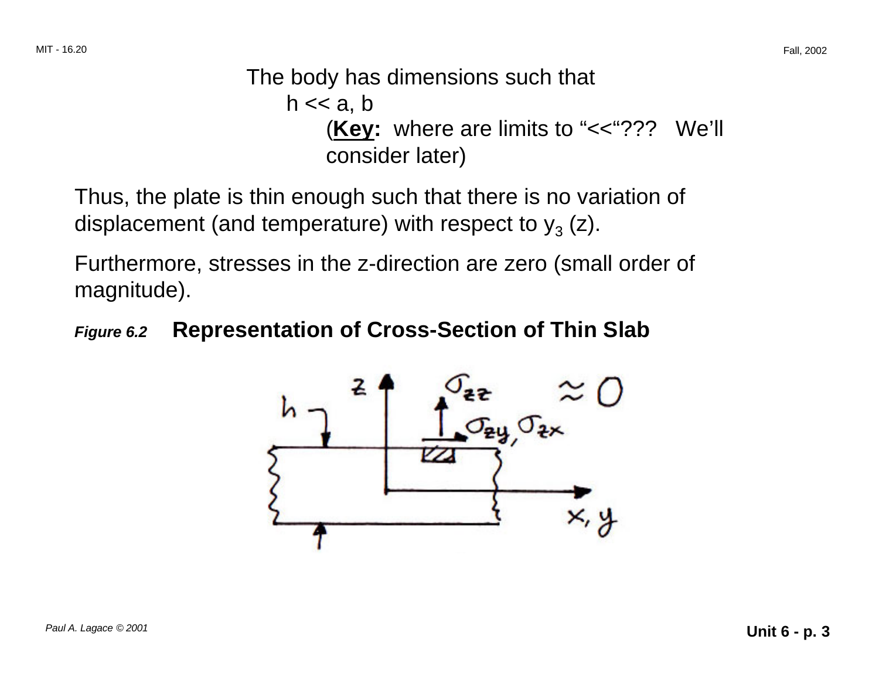The body has dimensions such that

$h << a, b$

(**Key:** where are limits to "<<"??? We'll consider later)

Thus, the plate is thin enough such that there is no variation of displacement (and temperature) with respect to $y_3$ (z).

Furthermore, stresses in the z-direction are zero (small order of magnitude).

*Figure 6.2* **Representation of Cross-Section of Thin Slab**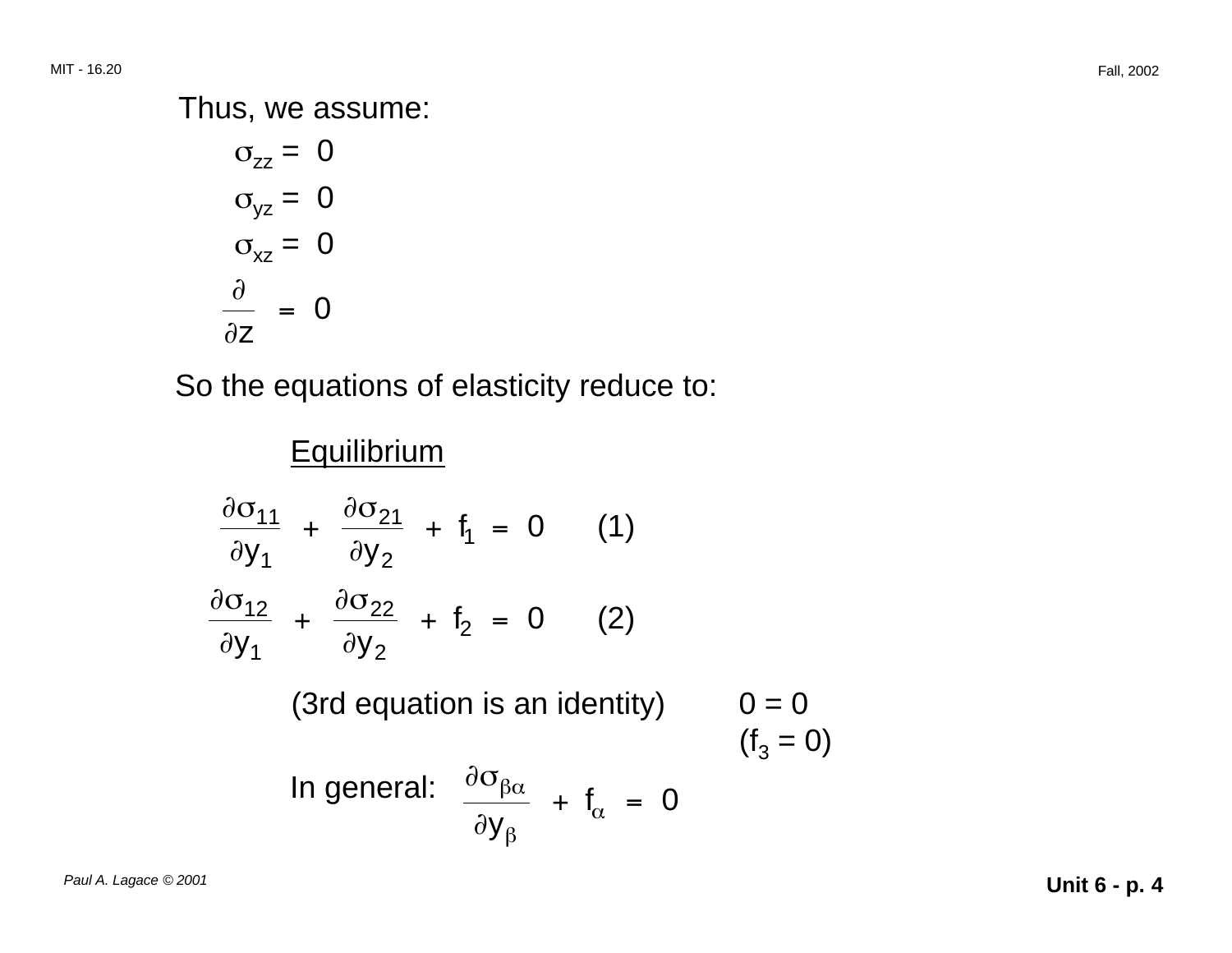Thus, we assume:

$$\sigma_{zz} = 0$$

$$\sigma_{yz} = 0$$

$$\sigma_{xz} = 0$$

$$\frac{\partial}{\partial z} = 0$$

So the equations of elasticity reduce to:

<u>Equilibrium</u>

$$\frac{\partial \sigma_{11}}{\partial y_1} + \frac{\partial \sigma_{21}}{\partial y_2} + f_1 = 0 \qquad (1)$$

$$\frac{\partial \sigma_{12}}{\partial y_1} + \frac{\partial \sigma_{22}}{\partial y_2} + f_2 = 0 \qquad (2)$$

(3rd equation is an identity) $\quad 0 = 0$
$\quad (f_3 = 0)$

In general: $\dfrac{\partial \sigma_{\beta\alpha}}{\partial y_\beta} + f_\alpha = 0$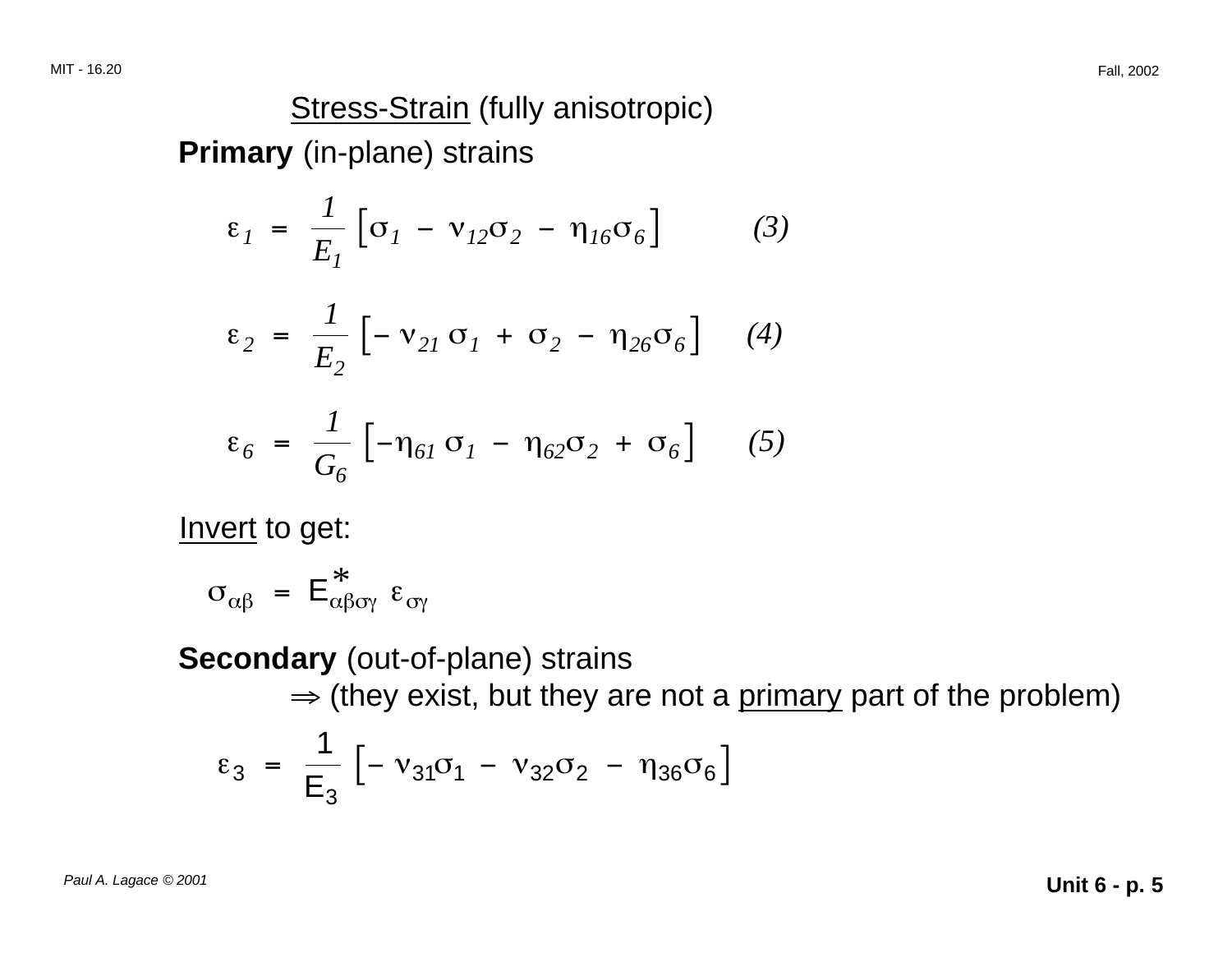## Stress-Strain (fully anisotropic)

**Primary** (in-plane) strains

$$\varepsilon_1 = \frac{1}{E_1}\left[\sigma_1 - \nu_{12}\sigma_2 - \eta_{16}\sigma_6\right] \qquad (3)$$

$$\varepsilon_2 = \frac{1}{E_2}\left[-\nu_{21}\sigma_1 + \sigma_2 - \eta_{26}\sigma_6\right] \qquad (4)$$

$$\varepsilon_6 = \frac{1}{G_6}\left[-\eta_{61}\sigma_1 - \eta_{62}\sigma_2 + \sigma_6\right] \qquad (5)$$

Invert to get:

$$\sigma_{\alpha\beta} = E^*_{\alpha\beta\sigma\gamma}\,\varepsilon_{\sigma\gamma}$$

**Secondary** (out-of-plane) strains

$\Rightarrow$ (they exist, but they are not a primary part of the problem)

$$\varepsilon_3 = \frac{1}{E_3}\left[-\nu_{31}\sigma_1 - \nu_{32}\sigma_2 - \eta_{36}\sigma_6\right]$$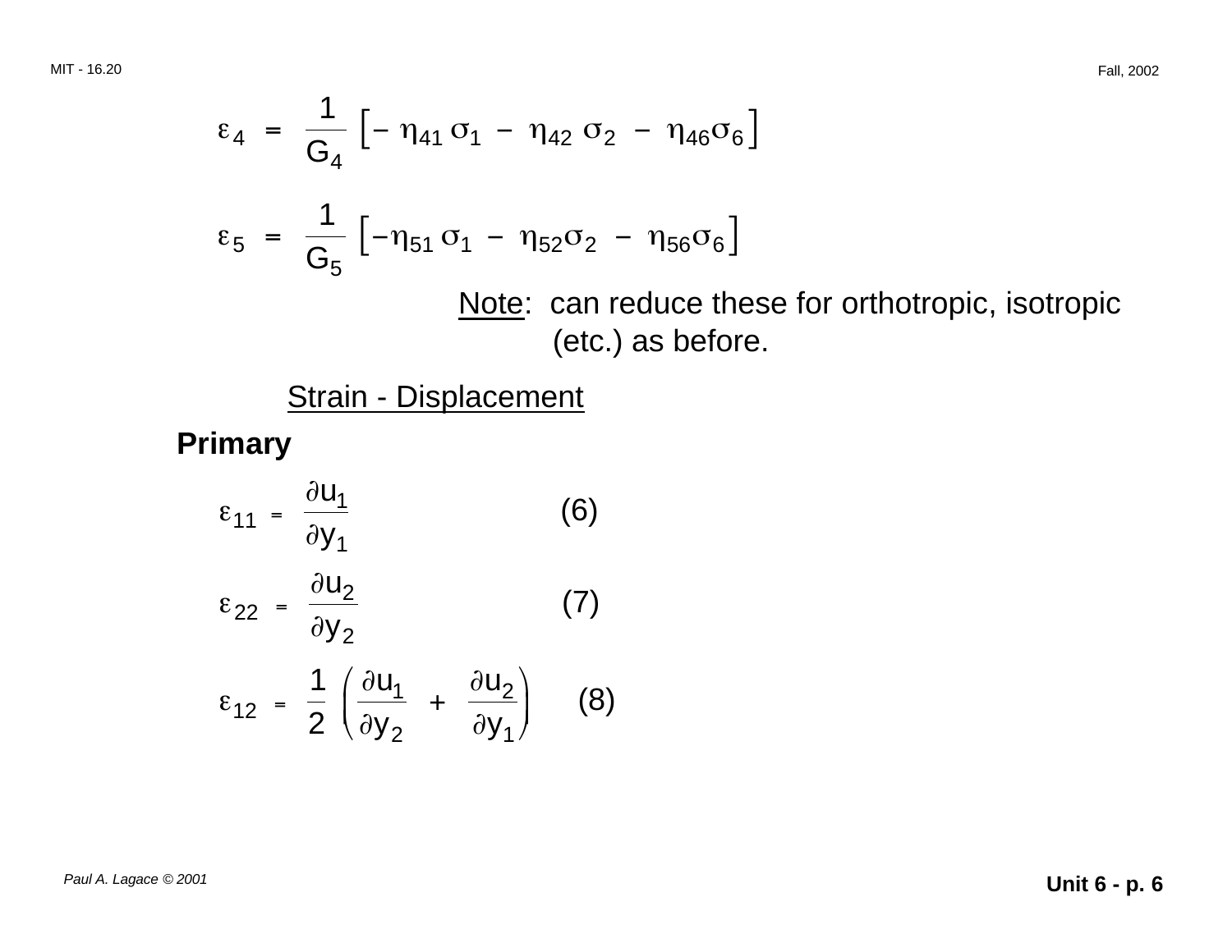$$\varepsilon_4 = \frac{1}{G_4}\left[-\eta_{41}\sigma_1 - \eta_{42}\sigma_2 - \eta_{46}\sigma_6\right]$$

$$\varepsilon_5 = \frac{1}{G_5}\left[-\eta_{51}\sigma_1 - \eta_{52}\sigma_2 - \eta_{56}\sigma_6\right]$$

Note: can reduce these for orthotropic, isotropic (etc.) as before.

Strain - Displacement

**Primary**

$$\varepsilon_{11} = \frac{\partial u_1}{\partial y_1} \qquad (6)$$

$$\varepsilon_{22} = \frac{\partial u_2}{\partial y_2} \qquad (7)$$

$$\varepsilon_{12} = \frac{1}{2}\left(\frac{\partial u_1}{\partial y_2} + \frac{\partial u_2}{\partial y_1}\right) \qquad (8)$$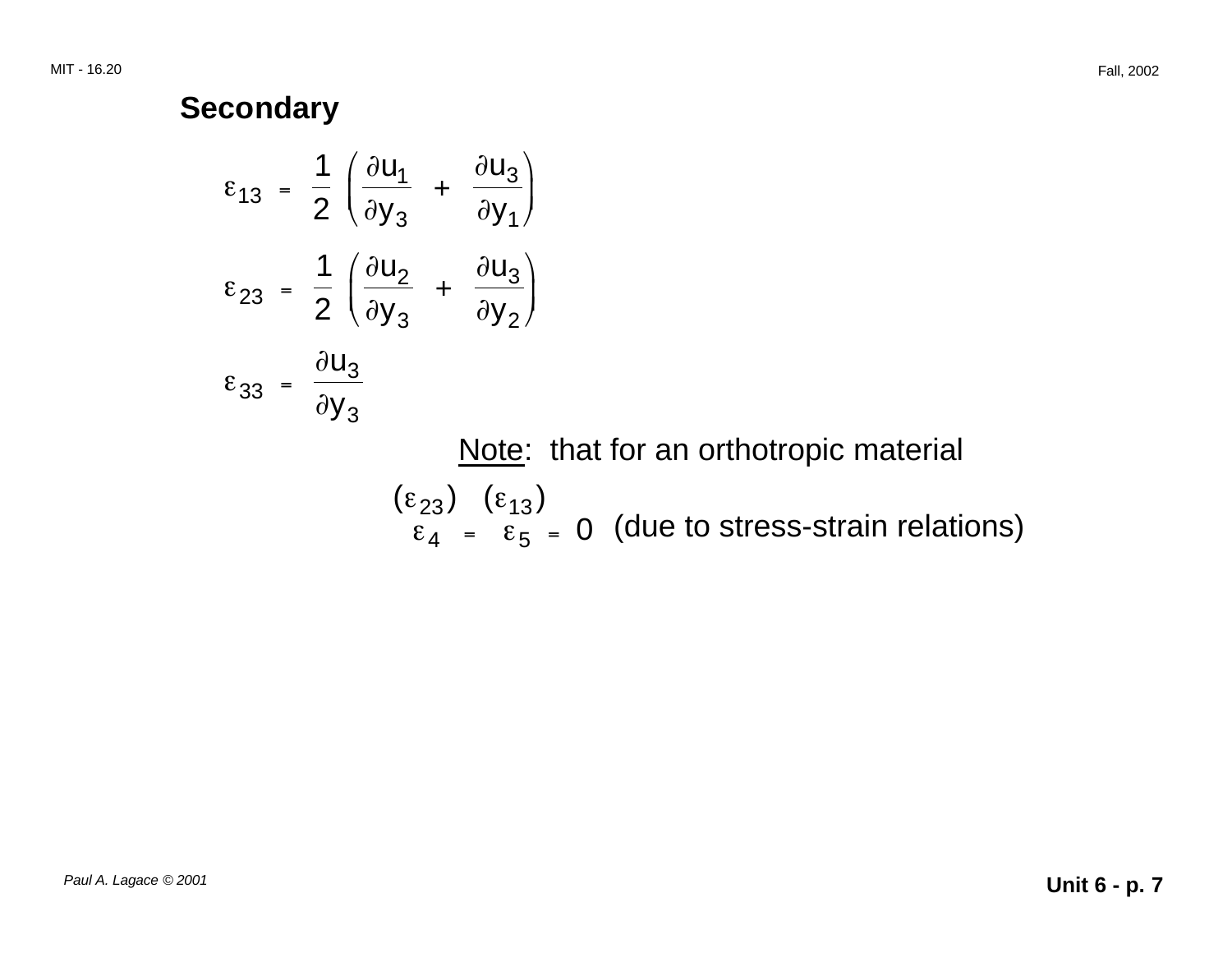**Secondary**

$$\varepsilon_{13} = \frac{1}{2}\left(\frac{\partial u_1}{\partial y_3} + \frac{\partial u_3}{\partial y_1}\right)$$

$$\varepsilon_{23} = \frac{1}{2}\left(\frac{\partial u_2}{\partial y_3} + \frac{\partial u_3}{\partial y_2}\right)$$

$$\varepsilon_{33} = \frac{\partial u_3}{\partial y_3}$$

Note: that for an orthotropic material

$$\underset{(\varepsilon_{23})}{\varepsilon_4} = \underset{(\varepsilon_{13})}{\varepsilon_5} = 0$$ (due to stress-strain relations)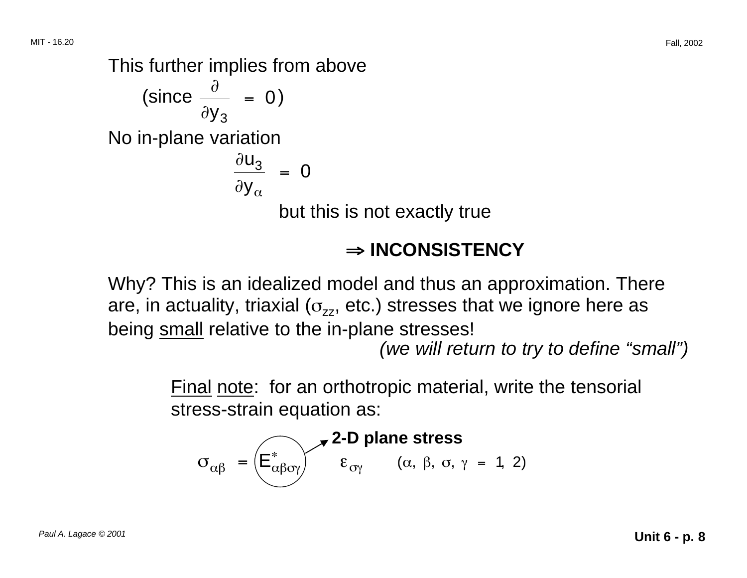This further implies from above

(since $\frac{\partial}{\partial y_3} = 0$)

No in-plane variation

$$\frac{\partial u_3}{\partial y_\alpha} = 0$$

but this is not exactly true

$\Rightarrow$ **INCONSISTENCY**

Why? This is an idealized model and thus an approximation. There are, in actuality, triaxial ($\sigma_{zz}$, etc.) stresses that we ignore here as being <u>small</u> relative to the in-plane stresses!

*(we will return to try to define "small")*

<u>Final</u> <u>note</u>: for an orthotropic material, write the tensorial stress-strain equation as:

**2-D plane stress** (pointing to $E^*_{\alpha\beta\sigma\gamma}$)

$$\sigma_{\alpha\beta} = E^*_{\alpha\beta\sigma\gamma} \quad \varepsilon_{\sigma\gamma} \qquad (\alpha, \beta, \sigma, \gamma = 1, 2)$$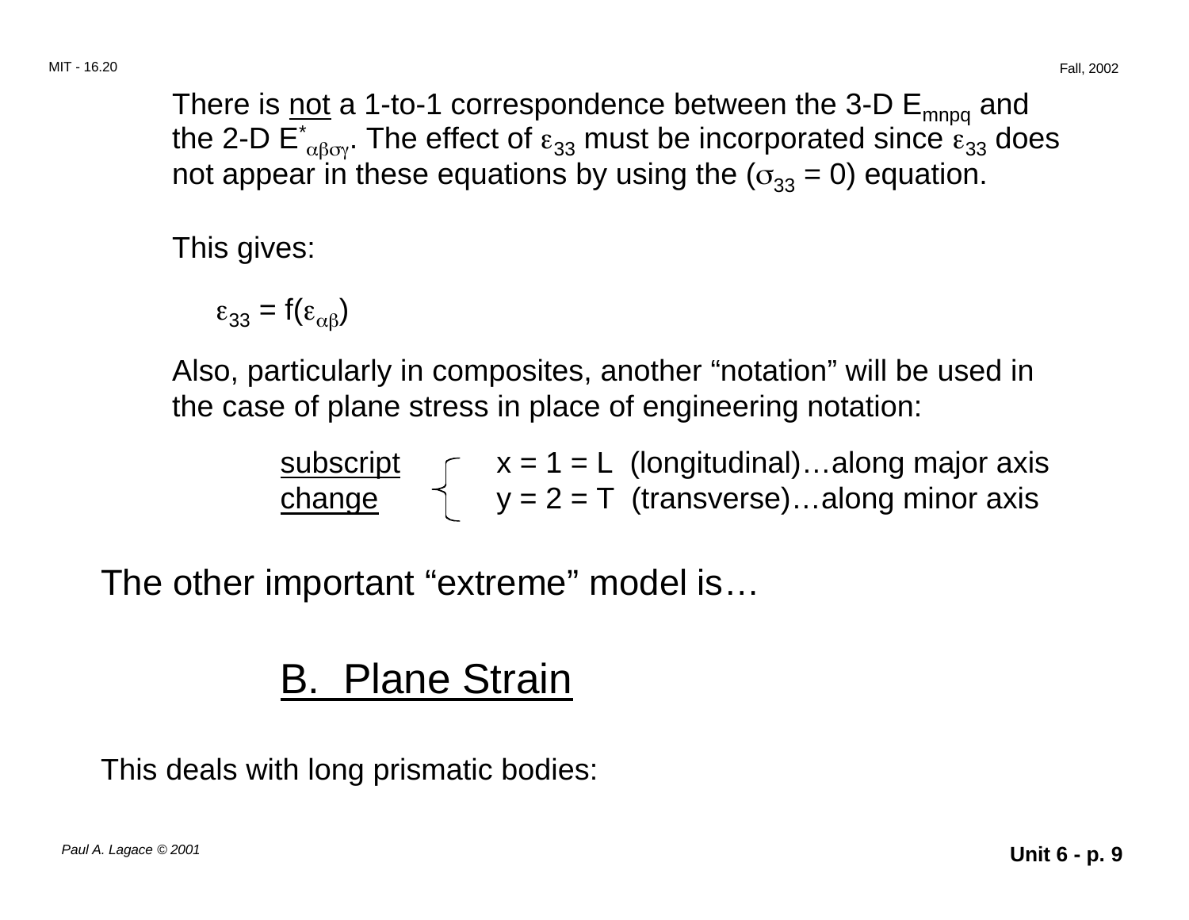There is not a 1-to-1 correspondence between the 3-D $E_{mnpq}$ and the 2-D $E^*_{\alpha\beta\sigma\gamma}$. The effect of $\varepsilon_{33}$ must be incorporated since $\varepsilon_{33}$ does not appear in these equations by using the ($\sigma_{33} = 0$) equation.

This gives:

$$\varepsilon_{33} = f(\varepsilon_{\alpha\beta})$$

Also, particularly in composites, another "notation" will be used in the case of plane stress in place of engineering notation:

subscript change:
- x = 1 = L (longitudinal)…along major axis
- y = 2 = T (transverse)…along minor axis

The other important "extreme" model is…

## B. Plane Strain

This deals with long prismatic bodies: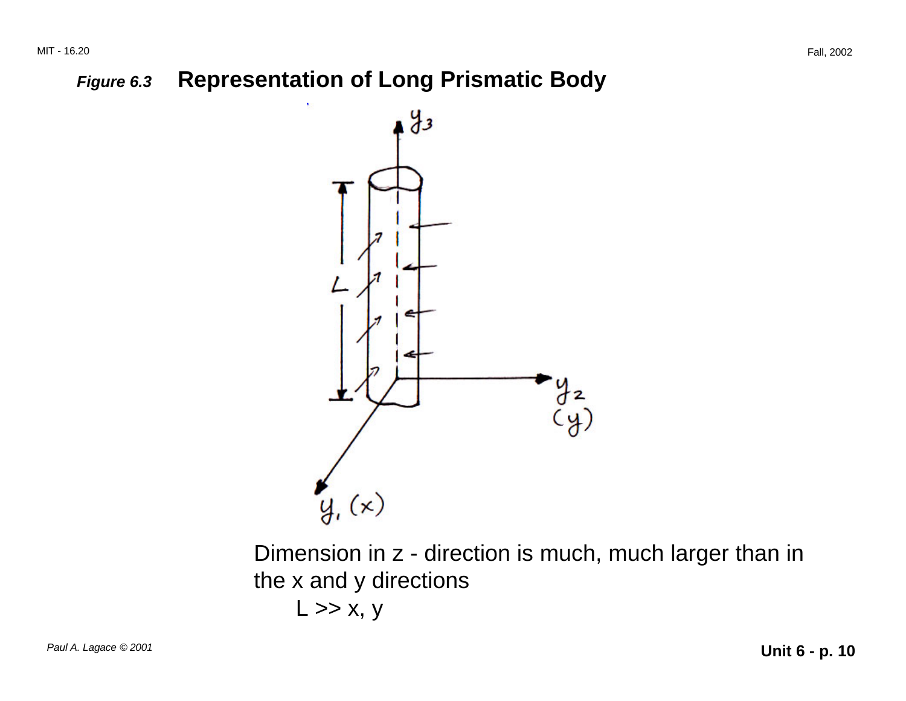***Figure 6.3*** **Representation of Long Prismatic Body**

Dimension in z - direction is much, much larger than in the x and y directions

$L >> x, y$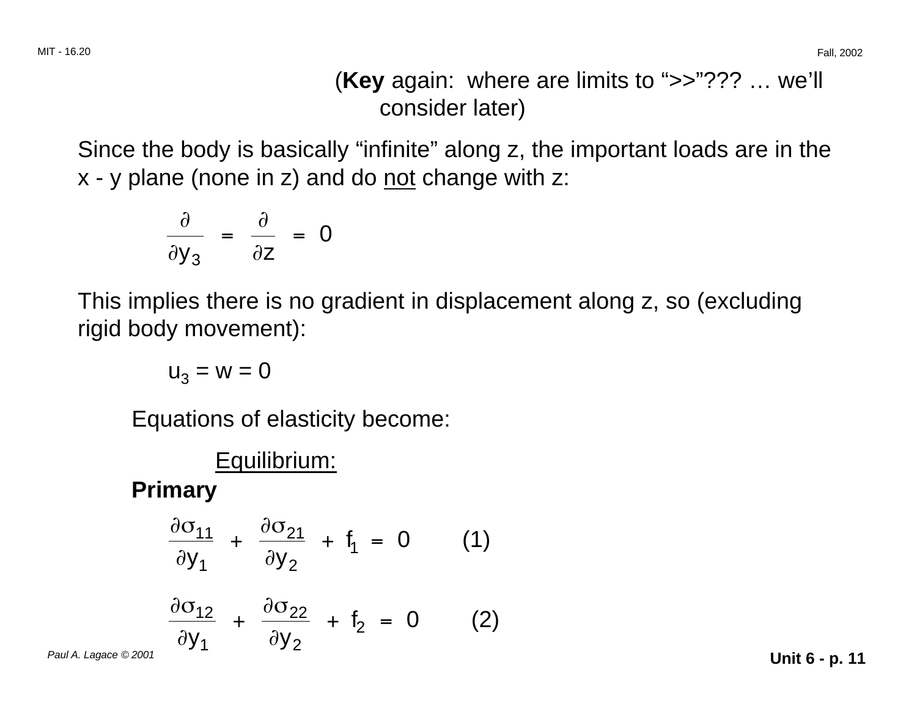(**Key** again: where are limits to ">>"??? … we'll consider later)

Since the body is basically "infinite" along z, the important loads are in the x - y plane (none in z) and do not change with z:

$$\frac{\partial}{\partial y_3} = \frac{\partial}{\partial z} = 0$$

This implies there is no gradient in displacement along z, so (excluding rigid body movement):

$$u_3 = w = 0$$

Equations of elasticity become:

Equilibrium:

**Primary**

$$\frac{\partial \sigma_{11}}{\partial y_1} + \frac{\partial \sigma_{21}}{\partial y_2} + f_1 = 0 \qquad (1)$$

$$\frac{\partial \sigma_{12}}{\partial y_1} + \frac{\partial \sigma_{22}}{\partial y_2} + f_2 = 0 \qquad (2)$$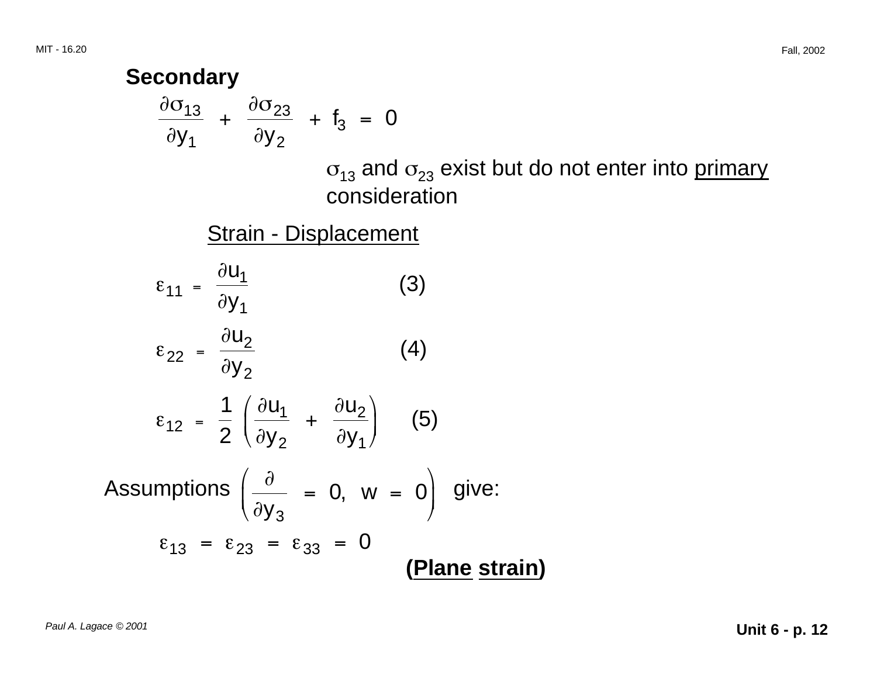**Secondary**

$$\frac{\partial \sigma_{13}}{\partial y_1} + \frac{\partial \sigma_{23}}{\partial y_2} + f_3 = 0$$

$\sigma_{13}$ and $\sigma_{23}$ exist but do not enter into primary consideration

Strain - Displacement

$$\varepsilon_{11} = \frac{\partial u_1}{\partial y_1} \qquad (3)$$

$$\varepsilon_{22} = \frac{\partial u_2}{\partial y_2} \qquad (4)$$

$$\varepsilon_{12} = \frac{1}{2}\left(\frac{\partial u_1}{\partial y_2} + \frac{\partial u_2}{\partial y_1}\right) \qquad (5)$$

Assumptions $\left(\frac{\partial}{\partial y_3} = 0, \;\; w = 0\right)$ give:

$$\varepsilon_{13} = \varepsilon_{23} = \varepsilon_{33} = 0$$

**(Plane strain)**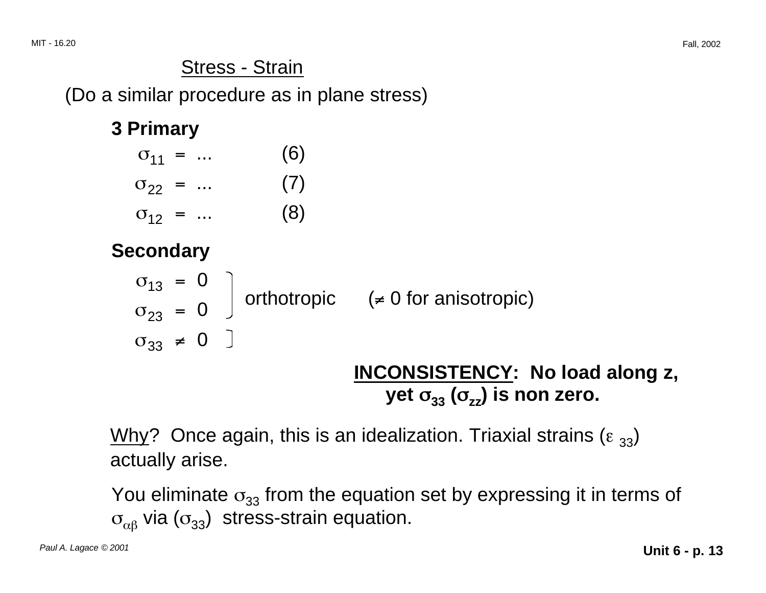## Stress - Strain

(Do a similar procedure as in plane stress)

**3 Primary**

$\sigma_{11}$ = ... (6)

$\sigma_{22}$ = ... (7)

$\sigma_{12}$ = ... (8)

**Secondary**

$\sigma_{13} = 0$ orthotropic ($\neq 0$ for anisotropic)

$\sigma_{23} = 0$

$\sigma_{33} \neq 0$

**INCONSISTENCY: No load along z, yet $\sigma_{33}$ ($\sigma_{zz}$) is non zero.**

Why? Once again, this is an idealization. Triaxial strains ($\varepsilon_{33}$) actually arise.

You eliminate $\sigma_{33}$ from the equation set by expressing it in terms of $\sigma_{\alpha\beta}$ via ($\sigma_{33}$) stress-strain equation.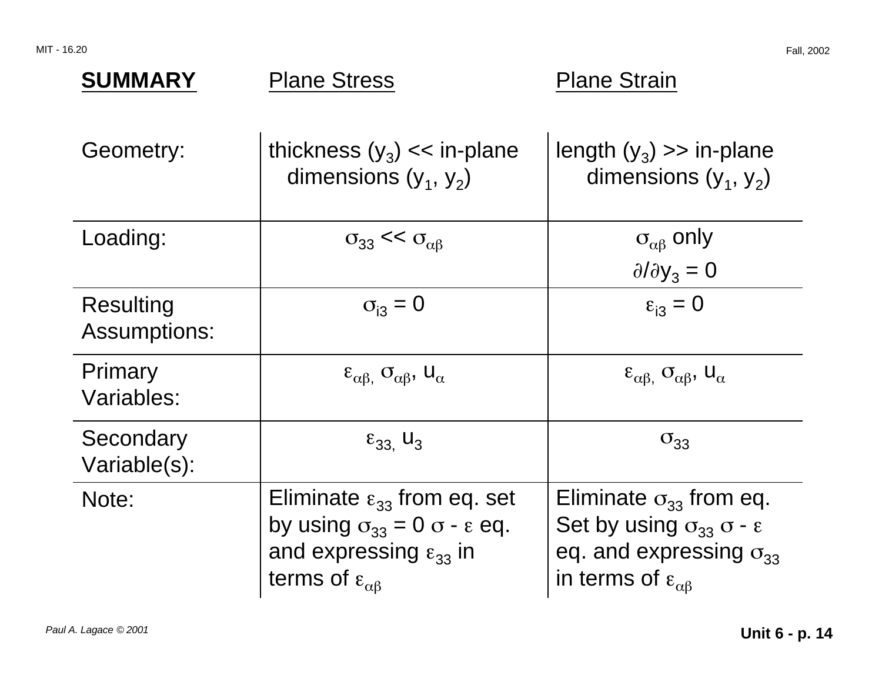| **SUMMARY** | Plane Stress | Plane Strain |
|---|---|---|
| Geometry: | thickness ($y_3$) << in-plane dimensions ($y_1$, $y_2$) | length ($y_3$) >> in-plane dimensions ($y_1$, $y_2$) |
| Loading: | $\sigma_{33} << \sigma_{\alpha\beta}$ | $\sigma_{\alpha\beta}$ only<br>$\partial/\partial y_3 = 0$ |
| Resulting Assumptions: | $\sigma_{i3} = 0$ | $\varepsilon_{i3} = 0$ |
| Primary Variables: | $\varepsilon_{\alpha\beta}$, $\sigma_{\alpha\beta}$, $u_\alpha$ | $\varepsilon_{\alpha\beta}$, $\sigma_{\alpha\beta}$, $u_\alpha$ |
| Secondary Variable(s): | $\varepsilon_{33}$, $u_3$ | $\sigma_{33}$ |
| Note: | Eliminate $\varepsilon_{33}$ from eq. set by using $\sigma_{33} = 0$ $\sigma$ - $\varepsilon$ eq. and expressing $\varepsilon_{33}$ in terms of $\varepsilon_{\alpha\beta}$ | Eliminate $\sigma_{33}$ from eq. Set by using $\sigma_{33}$ $\sigma$ - $\varepsilon$ eq. and expressing $\sigma_{33}$ in terms of $\varepsilon_{\alpha\beta}$ |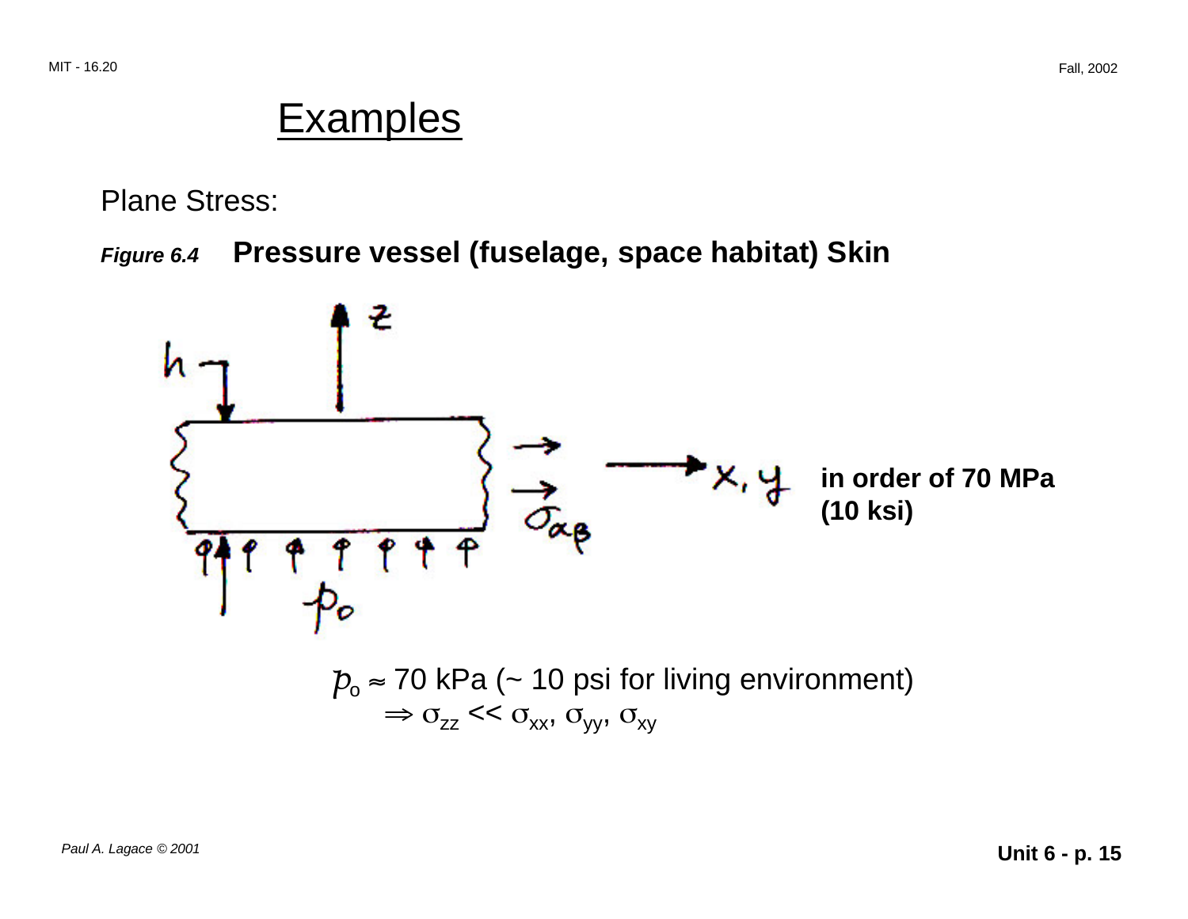# Examples

Plane Stress:

***Figure 6.4*** **Pressure vessel (fuselage, space habitat) Skin**

**in order of 70 MPa (10 ksi)**

$p_o \approx$ 70 kPa (~ 10 psi for living environment)

$\Rightarrow \sigma_{zz} << \sigma_{xx}, \sigma_{yy}, \sigma_{xy}$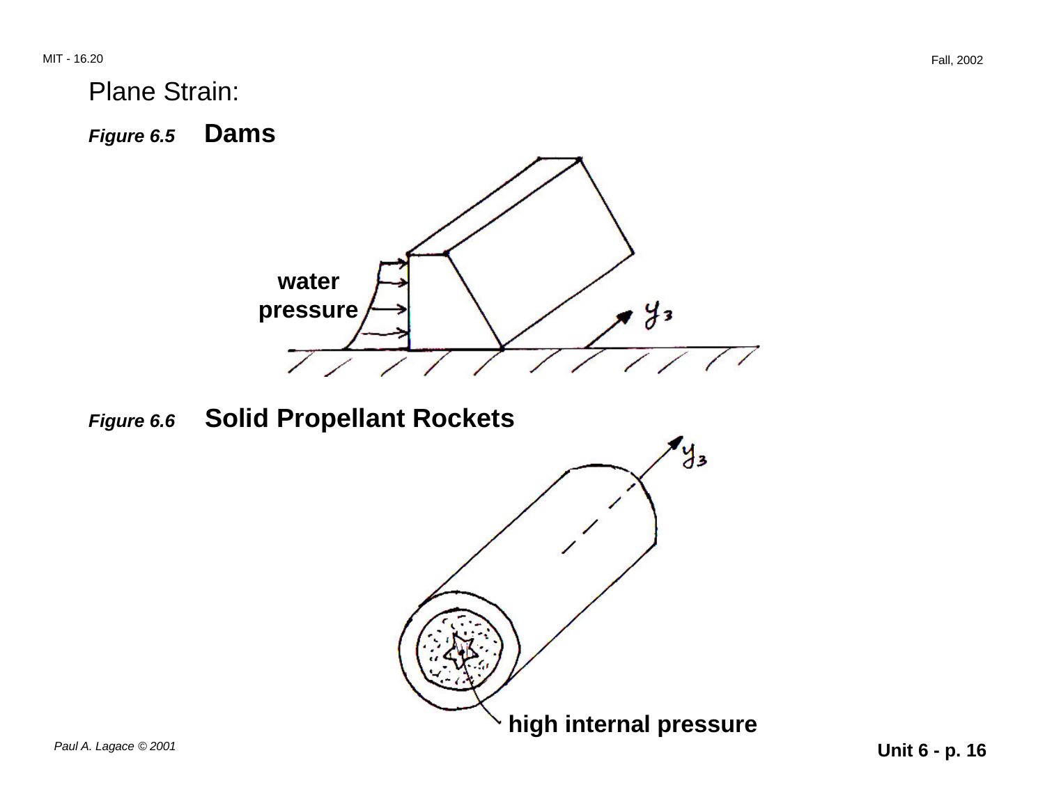Plane Strain:

***Figure 6.5*** **Dams**

water pressure

$y_3$

***Figure 6.6*** **Solid Propellant Rockets**

$y_3$

**high internal pressure**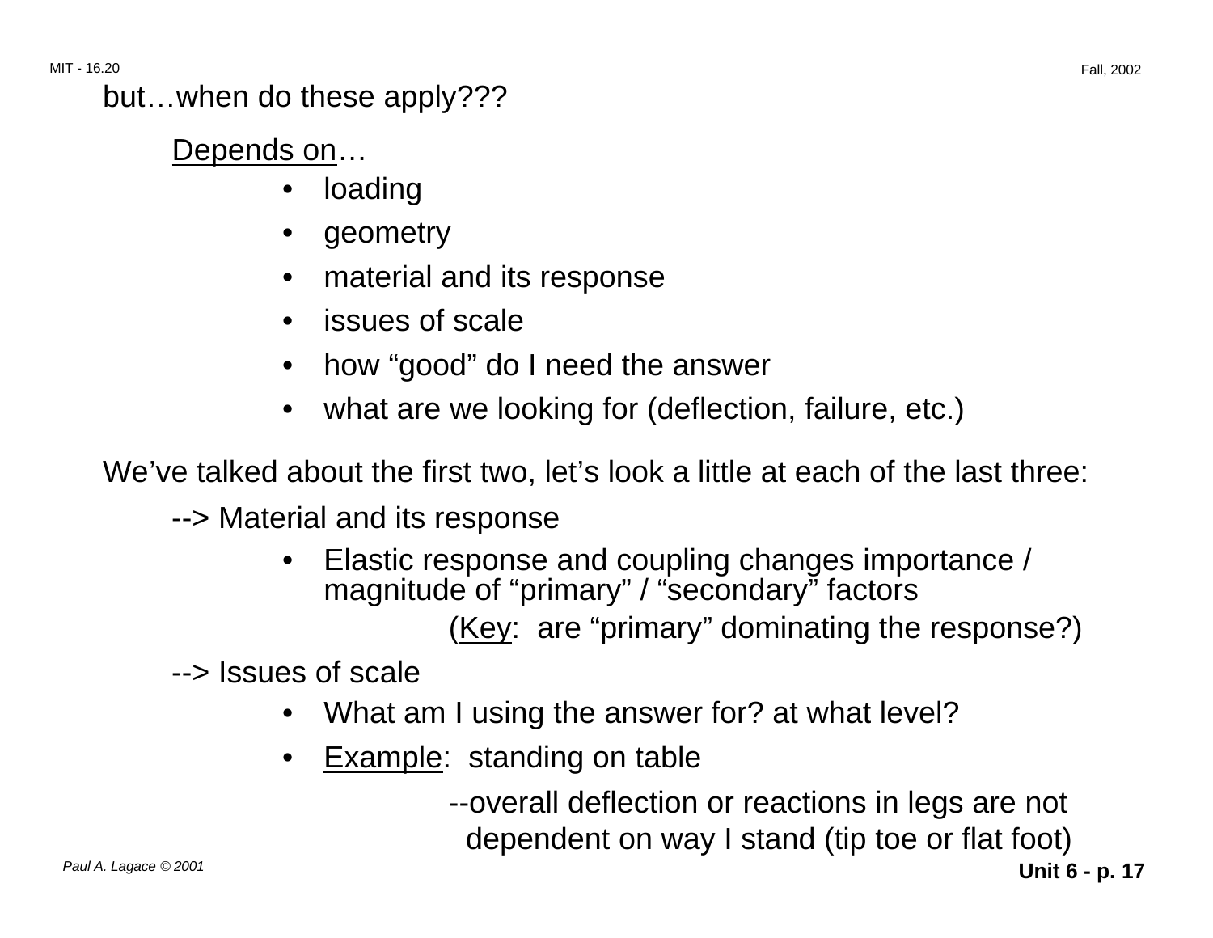but…when do these apply???

Depends on…

- loading
- geometry
- material and its response
- issues of scale
- how "good" do I need the answer
- what are we looking for (deflection, failure, etc.)

We've talked about the first two, let's look a little at each of the last three:

--> Material and its response

- Elastic response and coupling changes importance / magnitude of "primary" / "secondary" factors

  (Key: are "primary" dominating the response?)

--> Issues of scale

- What am I using the answer for? at what level?
- Example: standing on table

  --overall deflection or reactions in legs are not dependent on way I stand (tip toe or flat foot)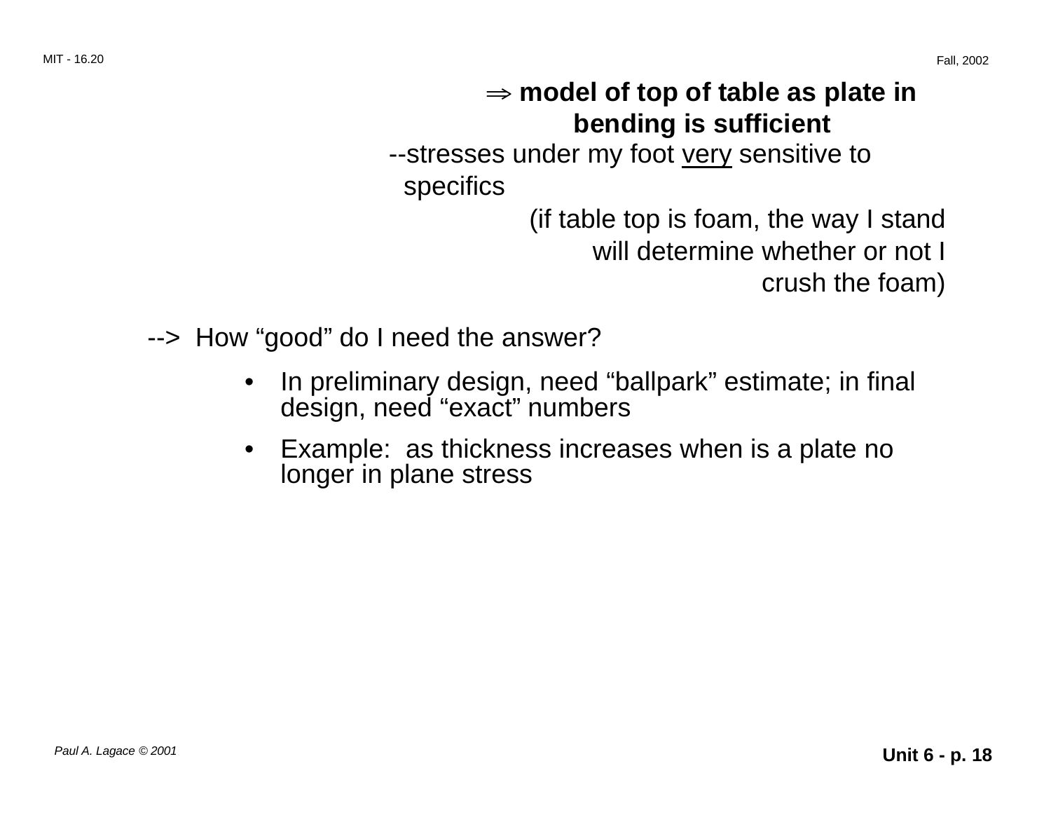$\Rightarrow$ **model of top of table as plate in bending is sufficient**

--stresses under my foot <u>very</u> sensitive to specifics

(if table top is foam, the way I stand will determine whether or not I crush the foam)

--> How "good" do I need the answer?

- In preliminary design, need "ballpark" estimate; in final design, need "exact" numbers
- Example: as thickness increases when is a plate no longer in plane stress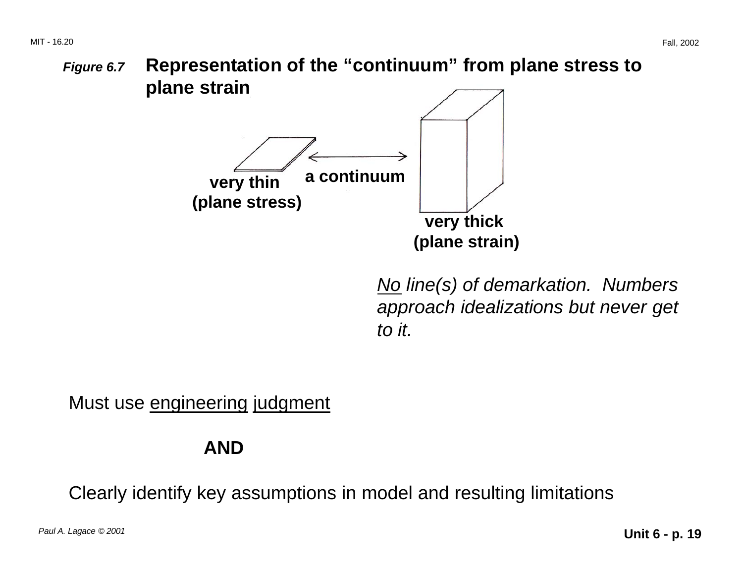*Figure 6.7* **Representation of the "continuum" from plane stress to plane strain**

very thin
(plane stress)

a continuum

very thick
(plane strain)

*No line(s) of demarkation. Numbers approach idealizations but never get to it.*

Must use engineering judgment

**AND**

Clearly identify key assumptions in model and resulting limitations